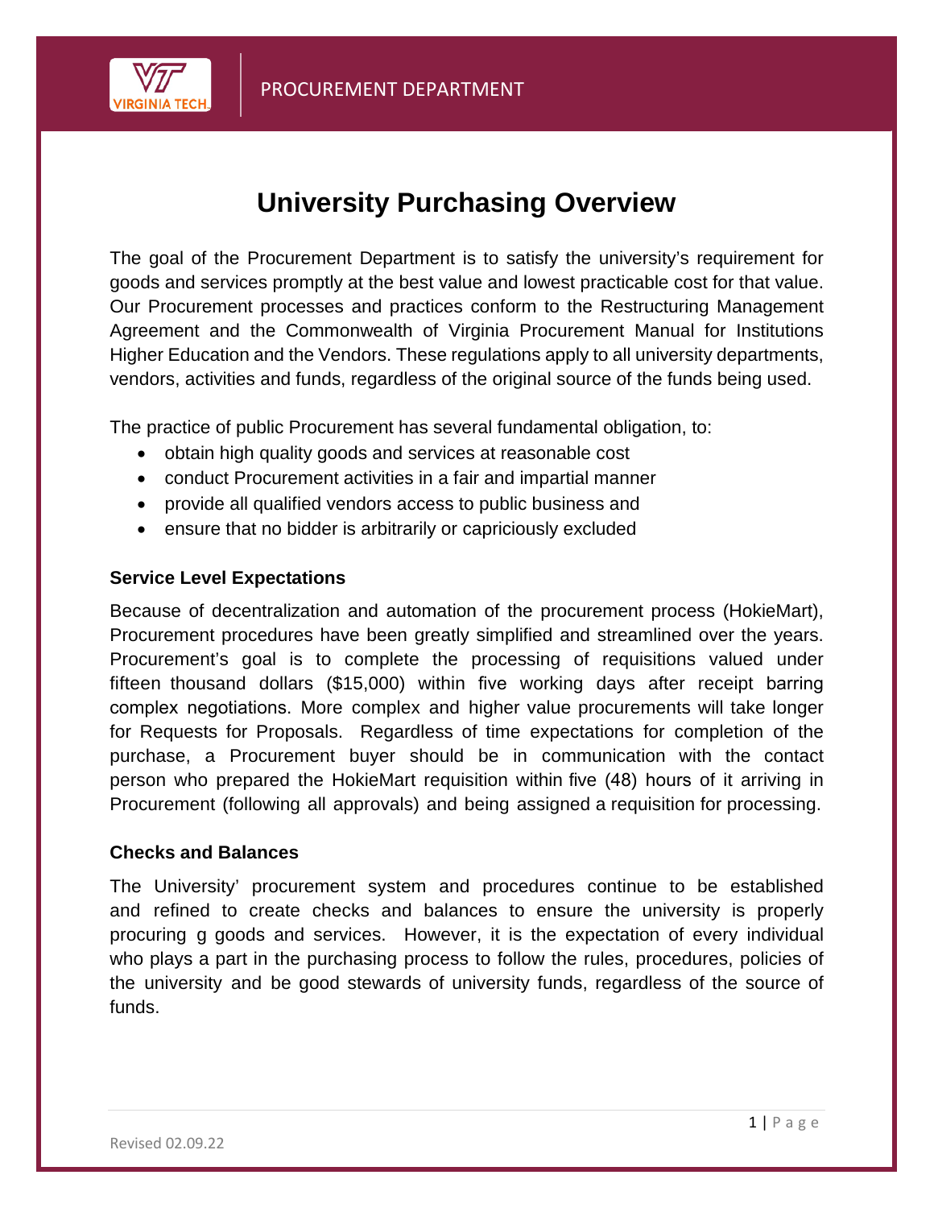# University Purchasing Overview

The goal of the Procurement Department is to satisfy the university's requirement for goods and services promptly at the best value and lowest practicable cost for that value. Our Procurement processes and practices conform to the Restructuring Management Agreement and the Commonwealth of Virginia Procurement Manual for Institutions Higher Education and the Vendors. These regulations apply to all university departments, vendors, activities and funds, regardless of the original source of the funds being used.

The practice of public Procurement has several fundamental obligation, to:

- obtain high quality goods and services at reasonable cost
- conduct Procurement activities in a fair and impartial manner
- provide all qualified vendors access to public business and
- ensure that no bidder is arbitrarily or capriciously excluded

### Service Level Expectations

Because of decentralization and automation of the procurement process (HokieMart), Procurement procedures have been greatly simplified and streamlined over the years. Procurement's goal is to complete the processing of requisitions valued under fifteen thousand dollars ($15,000) within five working days after receipt barring complex negotiations. More complex and higher value procurements will take longer for Requests for Proposals. Regardless of time expectations for completion of the purchase, a Procurement buyer should be in communication with the contact person who prepared the HokieMart requisition within five (48) hours of it arriving in Procurement (following all approvals) and being assigned a requisition for processing.

### Checks and Balances

The University' procurement system and procedures continue to be established and refined to create checks and balances to ensure the university is properly procuring g goods and services. However, it is the expectation of every individual who plays a part in the purchasing process to follow the rules, procedures, policies of the university and be good stewards of university funds, regardless of the source of funds.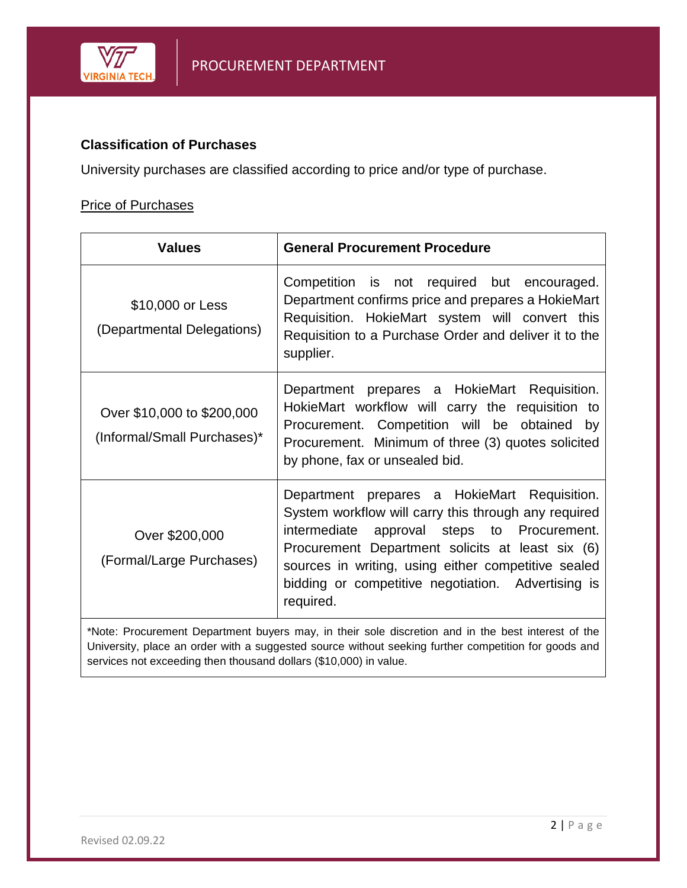### Classification of Purchases

University purchases are classified according to price and/or type of purchase.

<u>Price of Purchases</u>

| Values | General Procurement Procedure |
|---|---|
| $10,000 or Less (Departmental Delegations) | Competition is not required but encouraged. Department confirms price and prepares a HokieMart Requisition. HokieMart system will convert this Requisition to a Purchase Order and deliver it to the supplier. |
| Over $10,000 to $200,000 (Informal/Small Purchases)* | Department prepares a HokieMart Requisition. HokieMart workflow will carry the requisition to Procurement. Competition will be obtained by Procurement. Minimum of three (3) quotes solicited by phone, fax or unsealed bid. |
| Over $200,000 (Formal/Large Purchases) | Department prepares a HokieMart Requisition. System workflow will carry this through any required intermediate approval steps to Procurement. Procurement Department solicits at least six (6) sources in writing, using either competitive sealed bidding or competitive negotiation. Advertising is required. |

*Note: Procurement Department buyers may, in their sole discretion and in the best interest of the University, place an order with a suggested source without seeking further competition for goods and services not exceeding then thousand dollars ($10,000) in value.

Revised 02.09.22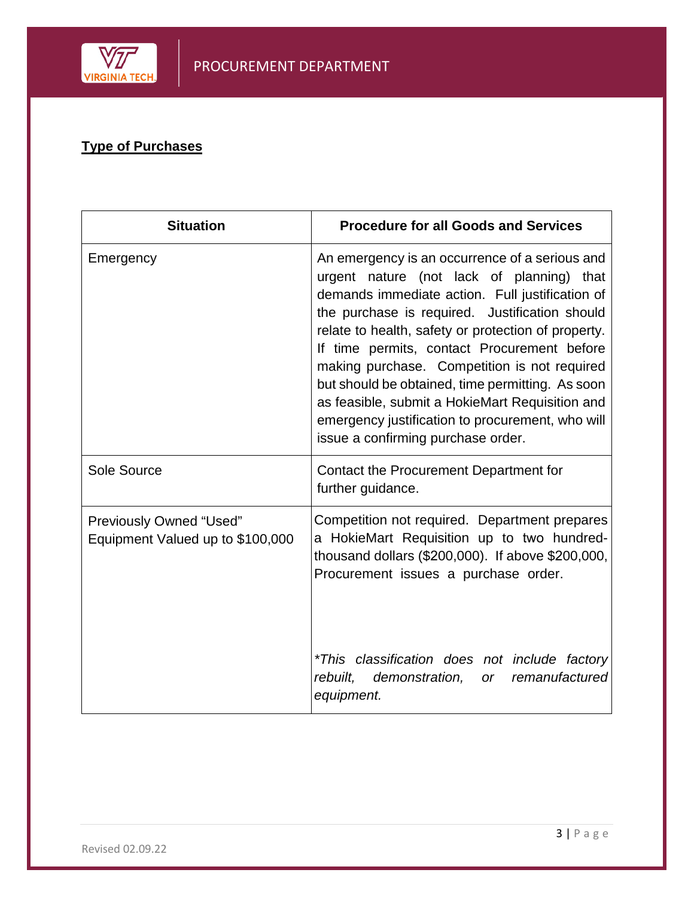**Type of Purchases**

| Situation | Procedure for all Goods and Services |
| --- | --- |
| Emergency | An emergency is an occurrence of a serious and urgent nature (not lack of planning) that demands immediate action. Full justification of the purchase is required. Justification should relate to health, safety or protection of property. If time permits, contact Procurement before making purchase. Competition is not required but should be obtained, time permitting. As soon as feasible, submit a HokieMart Requisition and emergency justification to procurement, who will issue a confirming purchase order. |
| Sole Source | Contact the Procurement Department for further guidance. |
| Previously Owned "Used" Equipment Valued up to $100,000 | Competition not required. Department prepares a HokieMart Requisition up to two hundred-thousand dollars ($200,000). If above $200,000, Procurement issues a purchase order.<br><br>*\*This classification does not include factory rebuilt, demonstration, or remanufactured equipment.* |

Revised 02.09.22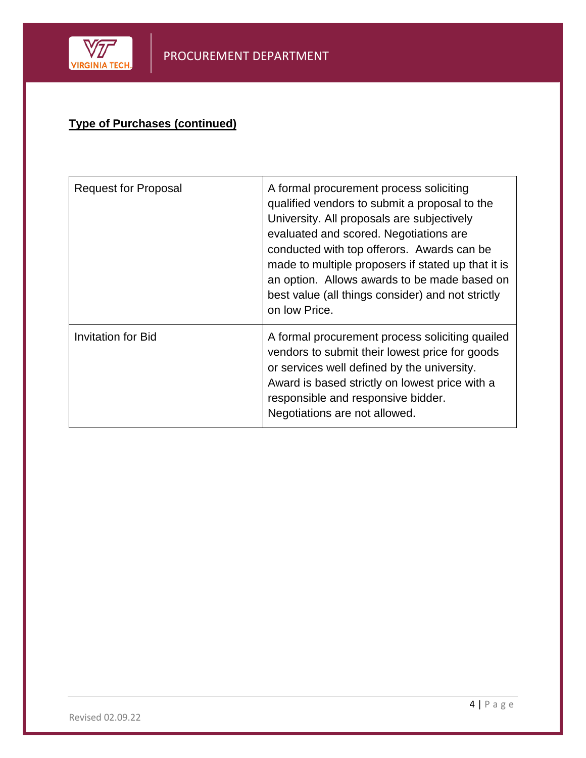**<u>Type of Purchases (continued)</u>**

| | |
|---|---|
| Request for Proposal | A formal procurement process soliciting qualified vendors to submit a proposal to the University. All proposals are subjectively evaluated and scored. Negotiations are conducted with top offerors. Awards can be made to multiple proposers if stated up that it is an option. Allows awards to be made based on best value (all things consider) and not strictly on low Price. |
| Invitation for Bid | A formal procurement process soliciting quailed vendors to submit their lowest price for goods or services well defined by the university. Award is based strictly on lowest price with a responsible and responsive bidder. Negotiations are not allowed. |